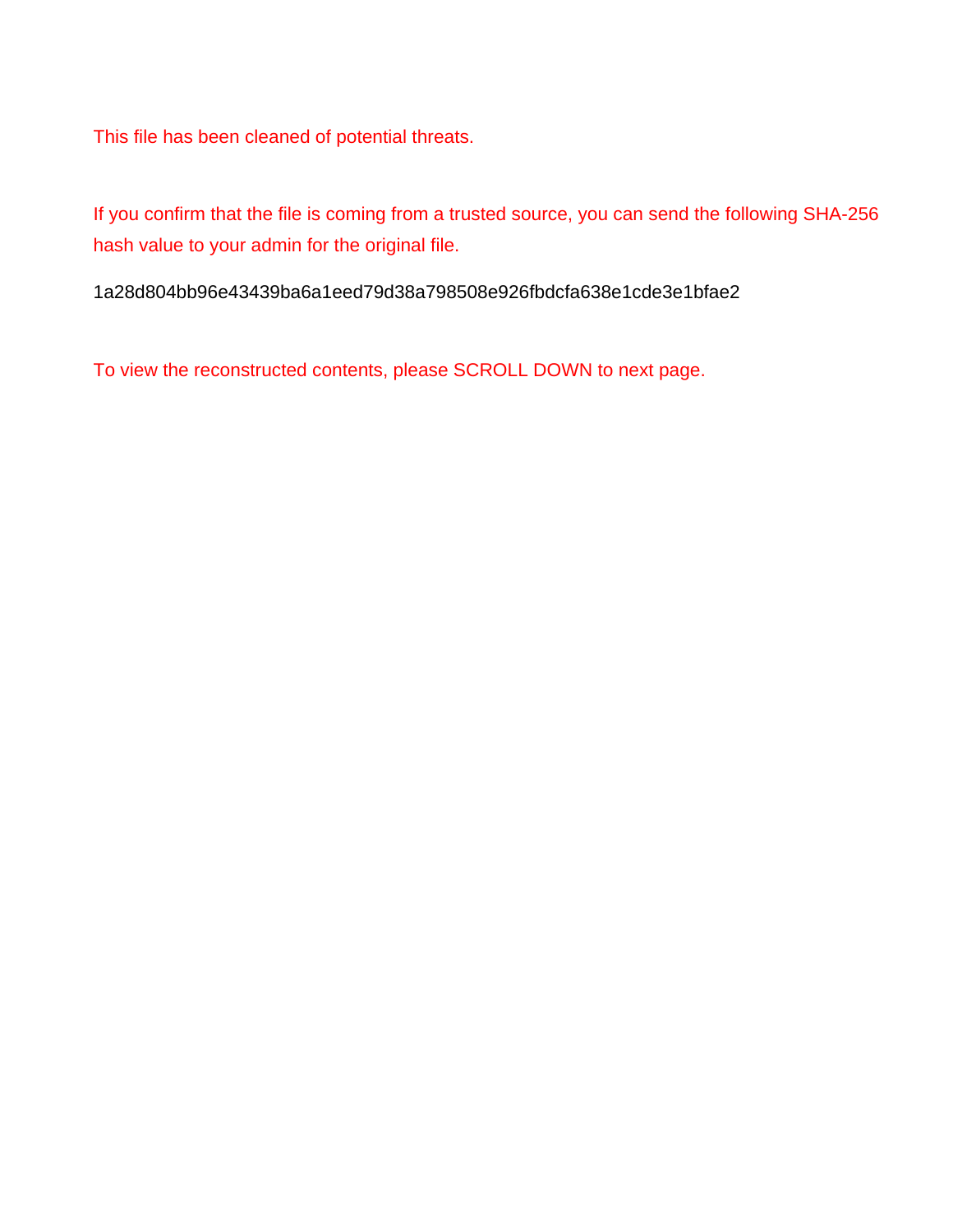This file has been cleaned of potential threats.

If you confirm that the file is coming from a trusted source, you can send the following SHA-256 hash value to your admin for the original file.

1a28d804bb96e43439ba6a1eed79d38a798508e926fbdcfa638e1cde3e1bfae2

To view the reconstructed contents, please SCROLL DOWN to next page.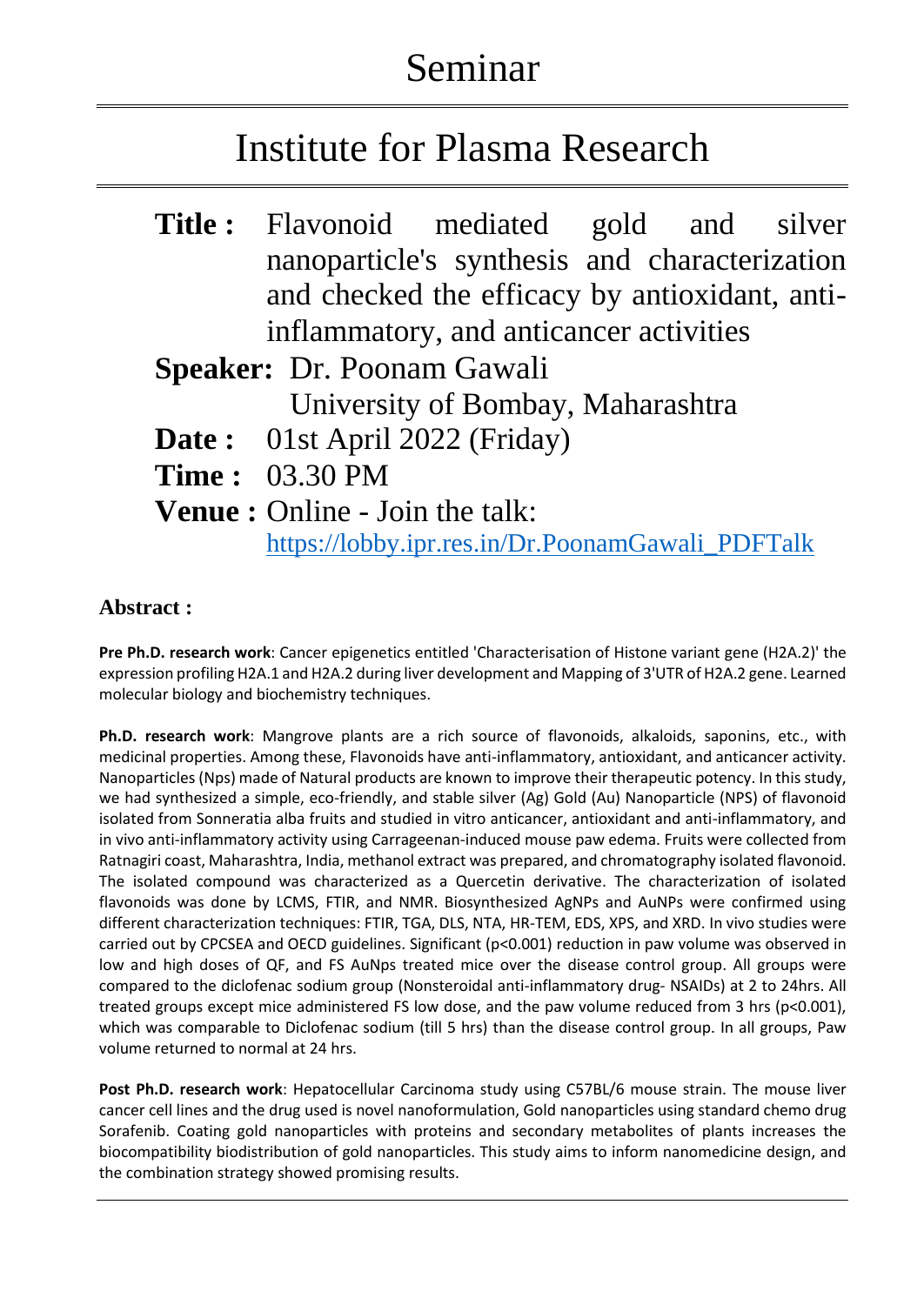# Seminar

# Institute for Plasma Research

**Title :** Flavonoid mediated gold and silver nanoparticle's synthesis and characterization and checked the efficacy by antioxidant, anti-inflammatory, and anticancer activities

**Speaker:** Dr. Poonam Gawali
University of Bombay, Maharashtra

**Date :** 01st April 2022 (Friday)

**Time :** 03.30 PM

**Venue :** Online - Join the talk:
https://lobby.ipr.res.in/Dr.PoonamGawali_PDFTalk

## Abstract :

**Pre Ph.D. research work**: Cancer epigenetics entitled 'Characterisation of Histone variant gene (H2A.2)' the expression profiling H2A.1 and H2A.2 during liver development and Mapping of 3'UTR of H2A.2 gene. Learned molecular biology and biochemistry techniques.

**Ph.D. research work**: Mangrove plants are a rich source of flavonoids, alkaloids, saponins, etc., with medicinal properties. Among these, Flavonoids have anti-inflammatory, antioxidant, and anticancer activity. Nanoparticles (Nps) made of Natural products are known to improve their therapeutic potency. In this study, we had synthesized a simple, eco-friendly, and stable silver (Ag) Gold (Au) Nanoparticle (NPS) of flavonoid isolated from Sonneratia alba fruits and studied in vitro anticancer, antioxidant and anti-inflammatory, and in vivo anti-inflammatory activity using Carrageenan-induced mouse paw edema. Fruits were collected from Ratnagiri coast, Maharashtra, India, methanol extract was prepared, and chromatography isolated flavonoid. The isolated compound was characterized as a Quercetin derivative. The characterization of isolated flavonoids was done by LCMS, FTIR, and NMR. Biosynthesized AgNPs and AuNPs were confirmed using different characterization techniques: FTIR, TGA, DLS, NTA, HR-TEM, EDS, XPS, and XRD. In vivo studies were carried out by CPCSEA and OECD guidelines. Significant ($p<0.001$) reduction in paw volume was observed in low and high doses of QF, and FS AuNps treated mice over the disease control group. All groups were compared to the diclofenac sodium group (Nonsteroidal anti-inflammatory drug- NSAIDs) at 2 to 24hrs. All treated groups except mice administered FS low dose, and the paw volume reduced from 3 hrs ($p<0.001$), which was comparable to Diclofenac sodium (till 5 hrs) than the disease control group. In all groups, Paw volume returned to normal at 24 hrs.

**Post Ph.D. research work**: Hepatocellular Carcinoma study using C57BL/6 mouse strain. The mouse liver cancer cell lines and the drug used is novel nanoformulation, Gold nanoparticles using standard chemo drug Sorafenib. Coating gold nanoparticles with proteins and secondary metabolites of plants increases the biocompatibility biodistribution of gold nanoparticles. This study aims to inform nanomedicine design, and the combination strategy showed promising results.